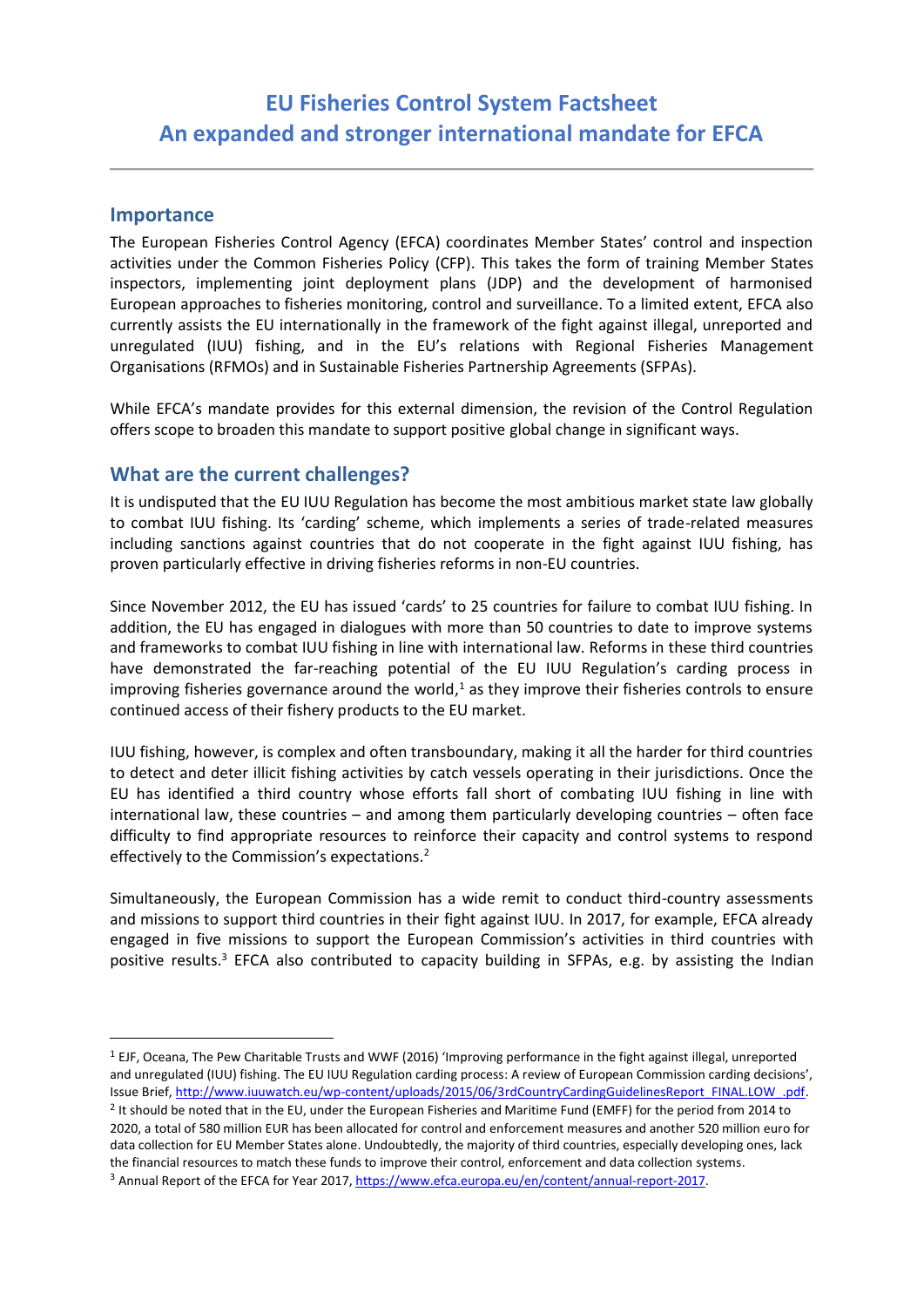# EU Fisheries Control System Factsheet
# An expanded and stronger international mandate for EFCA

## Importance

The European Fisheries Control Agency (EFCA) coordinates Member States' control and inspection activities under the Common Fisheries Policy (CFP). This takes the form of training Member States inspectors, implementing joint deployment plans (JDP) and the development of harmonised European approaches to fisheries monitoring, control and surveillance. To a limited extent, EFCA also currently assists the EU internationally in the framework of the fight against illegal, unreported and unregulated (IUU) fishing, and in the EU's relations with Regional Fisheries Management Organisations (RFMOs) and in Sustainable Fisheries Partnership Agreements (SFPAs).

While EFCA's mandate provides for this external dimension, the revision of the Control Regulation offers scope to broaden this mandate to support positive global change in significant ways.

## What are the current challenges?

It is undisputed that the EU IUU Regulation has become the most ambitious market state law globally to combat IUU fishing. Its 'carding' scheme, which implements a series of trade-related measures including sanctions against countries that do not cooperate in the fight against IUU fishing, has proven particularly effective in driving fisheries reforms in non-EU countries.

Since November 2012, the EU has issued 'cards' to 25 countries for failure to combat IUU fishing. In addition, the EU has engaged in dialogues with more than 50 countries to date to improve systems and frameworks to combat IUU fishing in line with international law. Reforms in these third countries have demonstrated the far-reaching potential of the EU IUU Regulation's carding process in improving fisheries governance around the world,[1] as they improve their fisheries controls to ensure continued access of their fishery products to the EU market.

IUU fishing, however, is complex and often transboundary, making it all the harder for third countries to detect and deter illicit fishing activities by catch vessels operating in their jurisdictions. Once the EU has identified a third country whose efforts fall short of combating IUU fishing in line with international law, these countries – and among them particularly developing countries – often face difficulty to find appropriate resources to reinforce their capacity and control systems to respond effectively to the Commission's expectations.[2]

Simultaneously, the European Commission has a wide remit to conduct third-country assessments and missions to support third countries in their fight against IUU. In 2017, for example, EFCA already engaged in five missions to support the European Commission's activities in third countries with positive results.[3] EFCA also contributed to capacity building in SFPAs, e.g. by assisting the Indian

---

[1] EJF, Oceana, The Pew Charitable Trusts and WWF (2016) 'Improving performance in the fight against illegal, unreported and unregulated (IUU) fishing. The EU IUU Regulation carding process: A review of European Commission carding decisions', Issue Brief, http://www.iuuwatch.eu/wp-content/uploads/2015/06/3rdCountryCardingGuidelinesReport_FINAL.LOW_.pdf.

[2] It should be noted that in the EU, under the European Fisheries and Maritime Fund (EMFF) for the period from 2014 to 2020, a total of 580 million EUR has been allocated for control and enforcement measures and another 520 million euro for data collection for EU Member States alone. Undoubtedly, the majority of third countries, especially developing ones, lack the financial resources to match these funds to improve their control, enforcement and data collection systems.

[3] Annual Report of the EFCA for Year 2017, https://www.efca.europa.eu/en/content/annual-report-2017.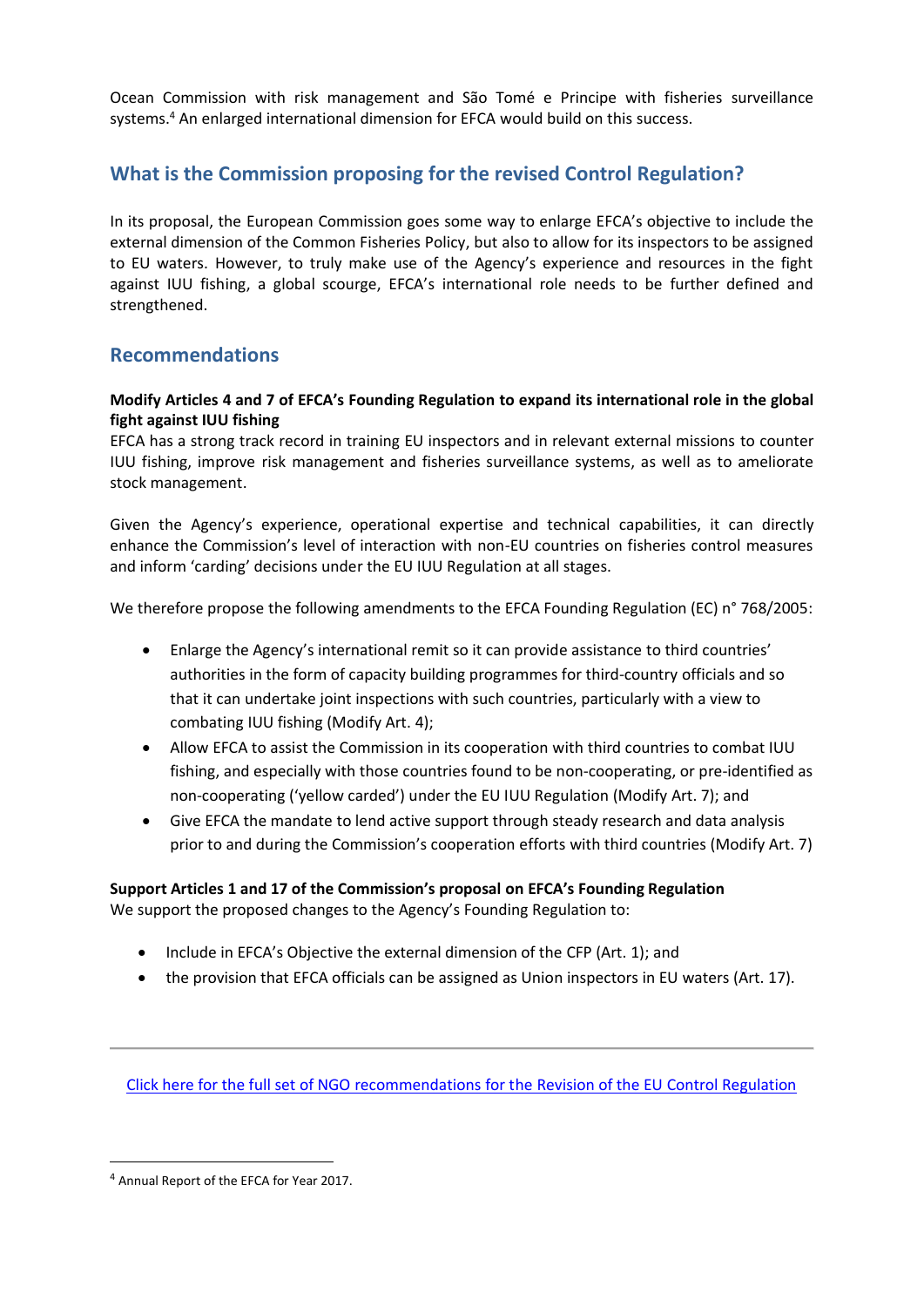Ocean Commission with risk management and São Tomé e Principe with fisheries surveillance systems.[4] An enlarged international dimension for EFCA would build on this success.

## What is the Commission proposing for the revised Control Regulation?

In its proposal, the European Commission goes some way to enlarge EFCA's objective to include the external dimension of the Common Fisheries Policy, but also to allow for its inspectors to be assigned to EU waters. However, to truly make use of the Agency's experience and resources in the fight against IUU fishing, a global scourge, EFCA's international role needs to be further defined and strengthened.

## Recommendations

**Modify Articles 4 and 7 of EFCA's Founding Regulation to expand its international role in the global fight against IUU fishing**

EFCA has a strong track record in training EU inspectors and in relevant external missions to counter IUU fishing, improve risk management and fisheries surveillance systems, as well as to ameliorate stock management.

Given the Agency's experience, operational expertise and technical capabilities, it can directly enhance the Commission's level of interaction with non-EU countries on fisheries control measures and inform 'carding' decisions under the EU IUU Regulation at all stages.

We therefore propose the following amendments to the EFCA Founding Regulation (EC) n° 768/2005:

- Enlarge the Agency's international remit so it can provide assistance to third countries' authorities in the form of capacity building programmes for third-country officials and so that it can undertake joint inspections with such countries, particularly with a view to combating IUU fishing (Modify Art. 4);
- Allow EFCA to assist the Commission in its cooperation with third countries to combat IUU fishing, and especially with those countries found to be non-cooperating, or pre-identified as non-cooperating ('yellow carded') under the EU IUU Regulation (Modify Art. 7); and
- Give EFCA the mandate to lend active support through steady research and data analysis prior to and during the Commission's cooperation efforts with third countries (Modify Art. 7)

**Support Articles 1 and 17 of the Commission's proposal on EFCA's Founding Regulation**

We support the proposed changes to the Agency's Founding Regulation to:

- Include in EFCA's Objective the external dimension of the CFP (Art. 1); and
- the provision that EFCA officials can be assigned as Union inspectors in EU waters (Art. 17).

---

Click here for the full set of NGO recommendations for the Revision of the EU Control Regulation

[4] Annual Report of the EFCA for Year 2017.